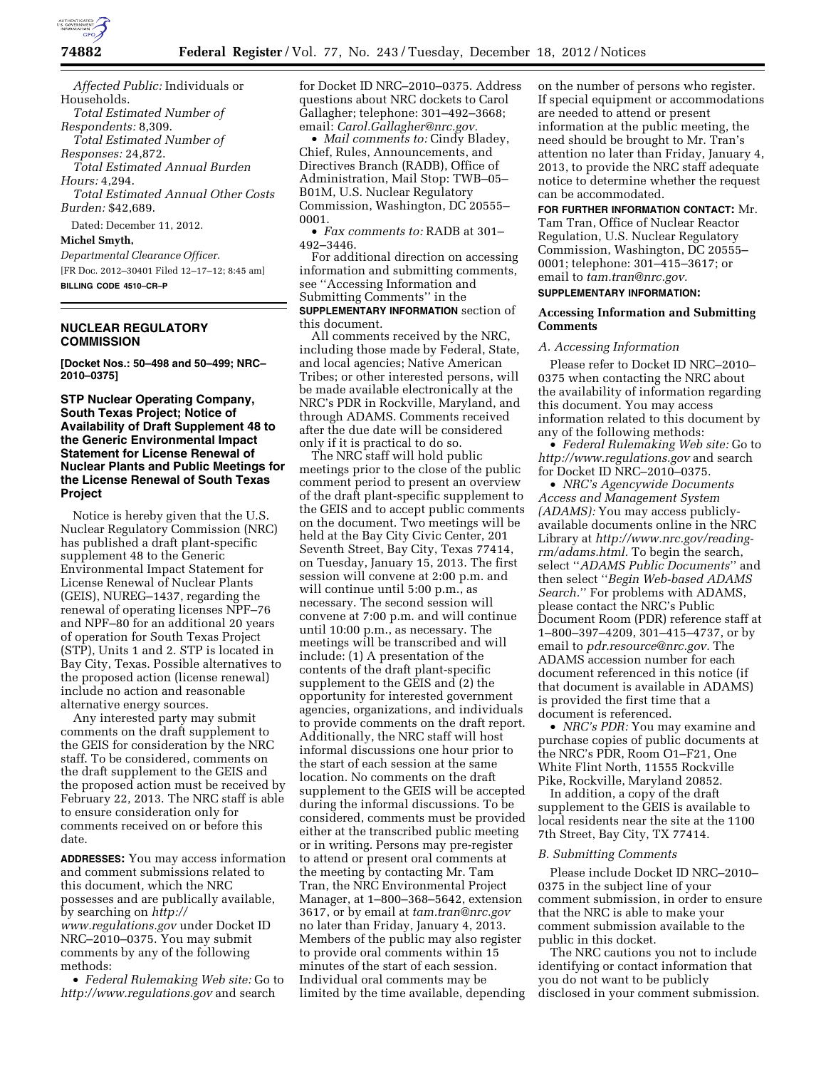*Affected Public:* Individuals or Households.

*Total Estimated Number of Respondents:* 8,309.

*Total Estimated Number of Responses:* 24,872.

*Total Estimated Annual Burden Hours:* 4,294.

*Total Estimated Annual Other Costs Burden:* $42,689.

Dated: December 11, 2012.

**Michel Smyth,**

*Departmental Clearance Officer.*

[FR Doc. 2012–30401 Filed 12–17–12; 8:45 am]

**BILLING CODE 4510–CR–P**

## NUCLEAR REGULATORY COMMISSION

**[Docket Nos.: 50–498 and 50–499; NRC–2010–0375]**

### STP Nuclear Operating Company, South Texas Project; Notice of Availability of Draft Supplement 48 to the Generic Environmental Impact Statement for License Renewal of Nuclear Plants and Public Meetings for the License Renewal of South Texas Project

Notice is hereby given that the U.S. Nuclear Regulatory Commission (NRC) has published a draft plant-specific supplement 48 to the Generic Environmental Impact Statement for License Renewal of Nuclear Plants (GEIS), NUREG–1437, regarding the renewal of operating licenses NPF–76 and NPF–80 for an additional 20 years of operation for South Texas Project (STP), Units 1 and 2. STP is located in Bay City, Texas. Possible alternatives to the proposed action (license renewal) include no action and reasonable alternative energy sources.

Any interested party may submit comments on the draft supplement to the GEIS for consideration by the NRC staff. To be considered, comments on the draft supplement to the GEIS and the proposed action must be received by February 22, 2013. The NRC staff is able to ensure consideration only for comments received on or before this date.

**ADDRESSES:** You may access information and comment submissions related to this document, which the NRC possesses and are publically available, by searching on *http://www.regulations.gov* under Docket ID NRC–2010–0375. You may submit comments by any of the following methods:

- *Federal Rulemaking Web site:* Go to *http://www.regulations.gov* and search for Docket ID NRC–2010–0375. Address questions about NRC dockets to Carol Gallagher; telephone: 301–492–3668; email: *Carol.Gallagher@nrc.gov*.
- *Mail comments to:* Cindy Bladey, Chief, Rules, Announcements, and Directives Branch (RADB), Office of Administration, Mail Stop: TWB–05–B01M, U.S. Nuclear Regulatory Commission, Washington, DC 20555–0001.
- *Fax comments to:* RADB at 301–492–3446.

For additional direction on accessing information and submitting comments, see ''Accessing Information and Submitting Comments'' in the **SUPPLEMENTARY INFORMATION** section of this document.

All comments received by the NRC, including those made by Federal, State, and local agencies; Native American Tribes; or other interested persons, will be made available electronically at the NRC's PDR in Rockville, Maryland, and through ADAMS. Comments received after the due date will be considered only if it is practical to do so.

The NRC staff will hold public meetings prior to the close of the public comment period to present an overview of the draft plant-specific supplement to the GEIS and to accept public comments on the document. Two meetings will be held at the Bay City Civic Center, 201 Seventh Street, Bay City, Texas 77414, on Tuesday, January 15, 2013. The first session will convene at 2:00 p.m. and will continue until 5:00 p.m., as necessary. The second session will convene at 7:00 p.m. and will continue until 10:00 p.m., as necessary. The meetings will be transcribed and will include: (1) A presentation of the contents of the draft plant-specific supplement to the GEIS and (2) the opportunity for interested government agencies, organizations, and individuals to provide comments on the draft report. Additionally, the NRC staff will host informal discussions one hour prior to the start of each session at the same location. No comments on the draft supplement to the GEIS will be accepted during the informal discussions. To be considered, comments must be provided either at the transcribed public meeting or in writing. Persons may pre-register to attend or present oral comments at the meeting by contacting Mr. Tam Tran, the NRC Environmental Project Manager, at 1–800–368–5642, extension 3617, or by email at *tam.tran@nrc.gov* no later than Friday, January 4, 2013. Members of the public may also register to provide oral comments within 15 minutes of the start of each session. Individual oral comments may be limited by the time available, depending on the number of persons who register. If special equipment or accommodations are needed to attend or present information at the public meeting, the need should be brought to Mr. Tran's attention no later than Friday, January 4, 2013, to provide the NRC staff adequate notice to determine whether the request can be accommodated.

**FOR FURTHER INFORMATION CONTACT:** Mr. Tam Tran, Office of Nuclear Reactor Regulation, U.S. Nuclear Regulatory Commission, Washington, DC 20555–0001; telephone: 301–415–3617; or email to *tam.tran@nrc.gov.*

**SUPPLEMENTARY INFORMATION:**

#### Accessing Information and Submitting Comments

*A. Accessing Information*

Please refer to Docket ID NRC–2010–0375 when contacting the NRC about the availability of information regarding this document. You may access information related to this document by any of the following methods:

- *Federal Rulemaking Web site:* Go to *http://www.regulations.gov* and search for Docket ID NRC–2010–0375.
- *NRC's Agencywide Documents Access and Management System (ADAMS):* You may access publicly-available documents online in the NRC Library at *http://www.nrc.gov/reading-rm/adams.html.* To begin the search, select ''*ADAMS Public Documents*'' and then select ''*Begin Web-based ADAMS Search.*'' For problems with ADAMS, please contact the NRC's Public Document Room (PDR) reference staff at 1–800–397–4209, 301–415–4737, or by email to *pdr.resource@nrc.gov.* The ADAMS accession number for each document referenced in this notice (if that document is available in ADAMS) is provided the first time that a document is referenced.
- *NRC's PDR:* You may examine and purchase copies of public documents at the NRC's PDR, Room O1–F21, One White Flint North, 11555 Rockville Pike, Rockville, Maryland 20852.

In addition, a copy of the draft supplement to the GEIS is available to local residents near the site at the 1100 7th Street, Bay City, TX 77414.

*B. Submitting Comments*

Please include Docket ID NRC–2010–0375 in the subject line of your comment submission, in order to ensure that the NRC is able to make your comment submission available to the public in this docket.

The NRC cautions you not to include identifying or contact information that you do not want to be publicly disclosed in your comment submission.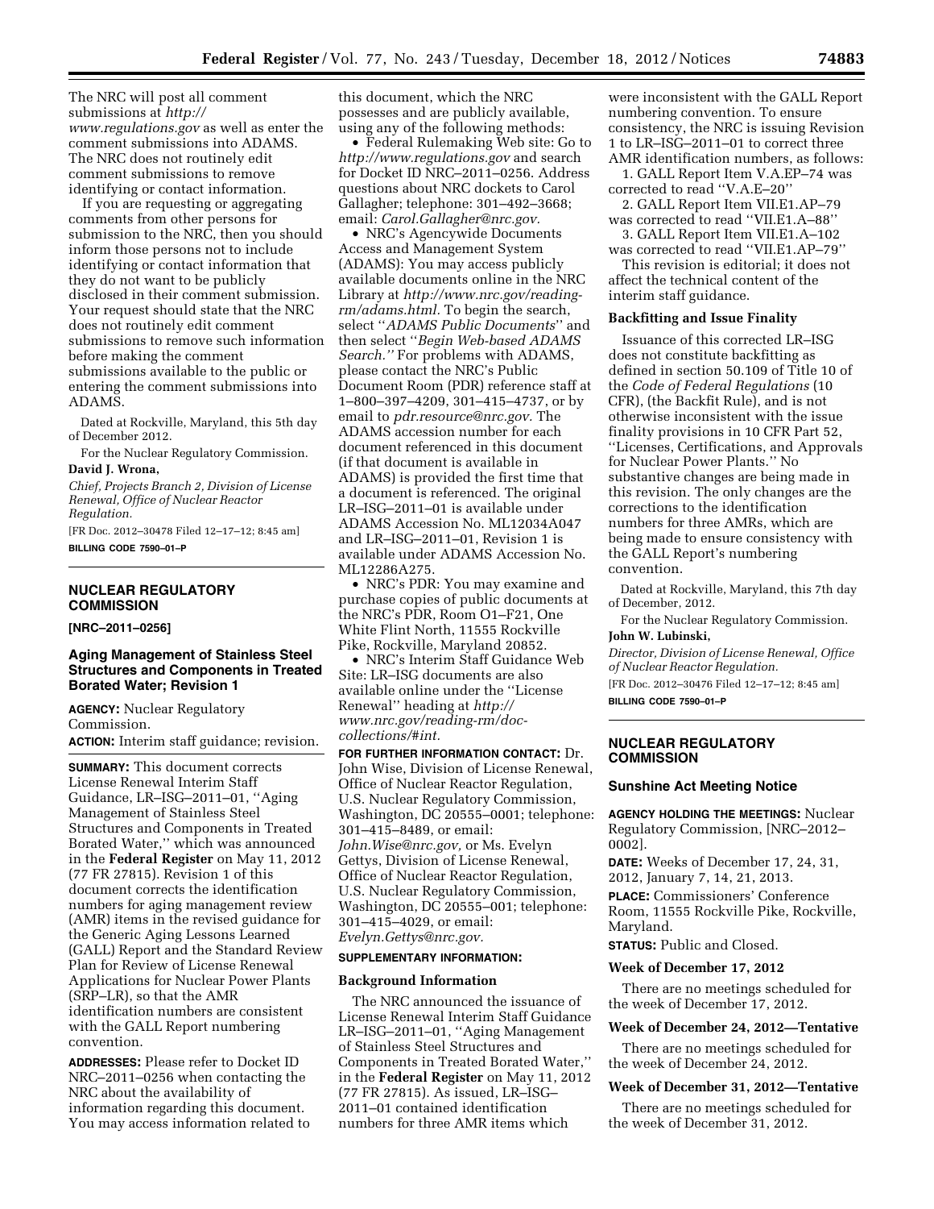The NRC will post all comment submissions at *http://www.regulations.gov* as well as enter the comment submissions into ADAMS. The NRC does not routinely edit comment submissions to remove identifying or contact information.

If you are requesting or aggregating comments from other persons for submission to the NRC, then you should inform those persons not to include identifying or contact information that they do not want to be publicly disclosed in their comment submission. Your request should state that the NRC does not routinely edit comment submissions to remove such information before making the comment submissions available to the public or entering the comment submissions into ADAMS.

Dated at Rockville, Maryland, this 5th day of December 2012.

For the Nuclear Regulatory Commission.

**David J. Wrona,**

*Chief, Projects Branch 2, Division of License Renewal, Office of Nuclear Reactor Regulation.*

[FR Doc. 2012–30478 Filed 12–17–12; 8:45 am]

**BILLING CODE 7590–01–P**

---

## NUCLEAR REGULATORY COMMISSION

**[NRC–2011–0256]**

### Aging Management of Stainless Steel Structures and Components in Treated Borated Water; Revision 1

**AGENCY:** Nuclear Regulatory Commission.

**ACTION:** Interim staff guidance; revision.

**SUMMARY:** This document corrects License Renewal Interim Staff Guidance, LR–ISG–2011–01, ''Aging Management of Stainless Steel Structures and Components in Treated Borated Water,'' which was announced in the **Federal Register** on May 11, 2012 (77 FR 27815). Revision 1 of this document corrects the identification numbers for aging management review (AMR) items in the revised guidance for the Generic Aging Lessons Learned (GALL) Report and the Standard Review Plan for Review of License Renewal Applications for Nuclear Power Plants (SRP–LR), so that the AMR identification numbers are consistent with the GALL Report numbering convention.

**ADDRESSES:** Please refer to Docket ID NRC–2011–0256 when contacting the NRC about the availability of information regarding this document. You may access information related to this document, which the NRC possesses and are publicly available, using any of the following methods:

- Federal Rulemaking Web site: Go to *http://www.regulations.gov* and search for Docket ID NRC–2011–0256. Address questions about NRC dockets to Carol Gallagher; telephone: 301–492–3668; email: *Carol.Gallagher@nrc.gov.*
- NRC's Agencywide Documents Access and Management System (ADAMS): You may access publicly available documents online in the NRC Library at *http://www.nrc.gov/reading-rm/adams.html*. To begin the search, select ''*ADAMS Public Documents*'' and then select ''*Begin Web-based ADAMS Search.''* For problems with ADAMS, please contact the NRC's Public Document Room (PDR) reference staff at 1–800–397–4209, 301–415–4737, or by email to *pdr.resource@nrc.gov.* The ADAMS accession number for each document referenced in this document (if that document is available in ADAMS) is provided the first time that a document is referenced. The original LR–ISG–2011–01 is available under ADAMS Accession No. ML12034A047 and LR–ISG–2011–01, Revision 1 is available under ADAMS Accession No. ML12286A275.
- NRC's PDR: You may examine and purchase copies of public documents at the NRC's PDR, Room O1–F21, One White Flint North, 11555 Rockville Pike, Rockville, Maryland 20852.
- NRC's Interim Staff Guidance Web Site: LR–ISG documents are also available online under the ''License Renewal'' heading at *http://www.nrc.gov/reading-rm/doc-collections/#int.*

**FOR FURTHER INFORMATION CONTACT:** Dr. John Wise, Division of License Renewal, Office of Nuclear Reactor Regulation, U.S. Nuclear Regulatory Commission, Washington, DC 20555–0001; telephone: 301–415–8489, or email: *John.Wise@nrc.gov,* or Ms. Evelyn Gettys, Division of License Renewal, Office of Nuclear Reactor Regulation, U.S. Nuclear Regulatory Commission, Washington, DC 20555–001; telephone: 301–415–4029, or email: *Evelyn.Gettys@nrc.gov.*

**SUPPLEMENTARY INFORMATION:**

#### Background Information

The NRC announced the issuance of License Renewal Interim Staff Guidance LR–ISG–2011–01, ''Aging Management of Stainless Steel Structures and Components in Treated Borated Water,'' in the **Federal Register** on May 11, 2012 (77 FR 27815). As issued, LR–ISG–2011–01 contained identification numbers for three AMR items which were inconsistent with the GALL Report numbering convention. To ensure consistency, the NRC is issuing Revision 1 to LR–ISG–2011–01 to correct three AMR identification numbers, as follows:

1. GALL Report Item V.A.EP–74 was corrected to read ''V.A.E–20''
2. GALL Report Item VII.E1.AP–79 was corrected to read ''VII.E1.A–88''
3. GALL Report Item VII.E1.A–102 was corrected to read ''VII.E1.AP–79''

This revision is editorial; it does not affect the technical content of the interim staff guidance.

#### Backfitting and Issue Finality

Issuance of this corrected LR–ISG does not constitute backfitting as defined in section 50.109 of Title 10 of the *Code of Federal Regulations* (10 CFR), (the Backfit Rule), and is not otherwise inconsistent with the issue finality provisions in 10 CFR Part 52, ''Licenses, Certifications, and Approvals for Nuclear Power Plants.'' No substantive changes are being made in this revision. The only changes are the corrections to the identification numbers for three AMRs, which are being made to ensure consistency with the GALL Report's numbering convention.

Dated at Rockville, Maryland, this 7th day of December, 2012.

For the Nuclear Regulatory Commission.

**John W. Lubinski,**

*Director, Division of License Renewal, Office of Nuclear Reactor Regulation.*

[FR Doc. 2012–30476 Filed 12–17–12; 8:45 am]

**BILLING CODE 7590–01–P**

---

## NUCLEAR REGULATORY COMMISSION

### Sunshine Act Meeting Notice

**AGENCY HOLDING THE MEETINGS:** Nuclear Regulatory Commission, [NRC–2012–0002].

**DATE:** Weeks of December 17, 24, 31, 2012, January 7, 14, 21, 2013.

**PLACE:** Commissioners' Conference Room, 11555 Rockville Pike, Rockville, Maryland.

**STATUS:** Public and Closed.

#### Week of December 17, 2012

There are no meetings scheduled for the week of December 17, 2012.

#### Week of December 24, 2012—Tentative

There are no meetings scheduled for the week of December 24, 2012.

#### Week of December 31, 2012—Tentative

There are no meetings scheduled for the week of December 31, 2012.